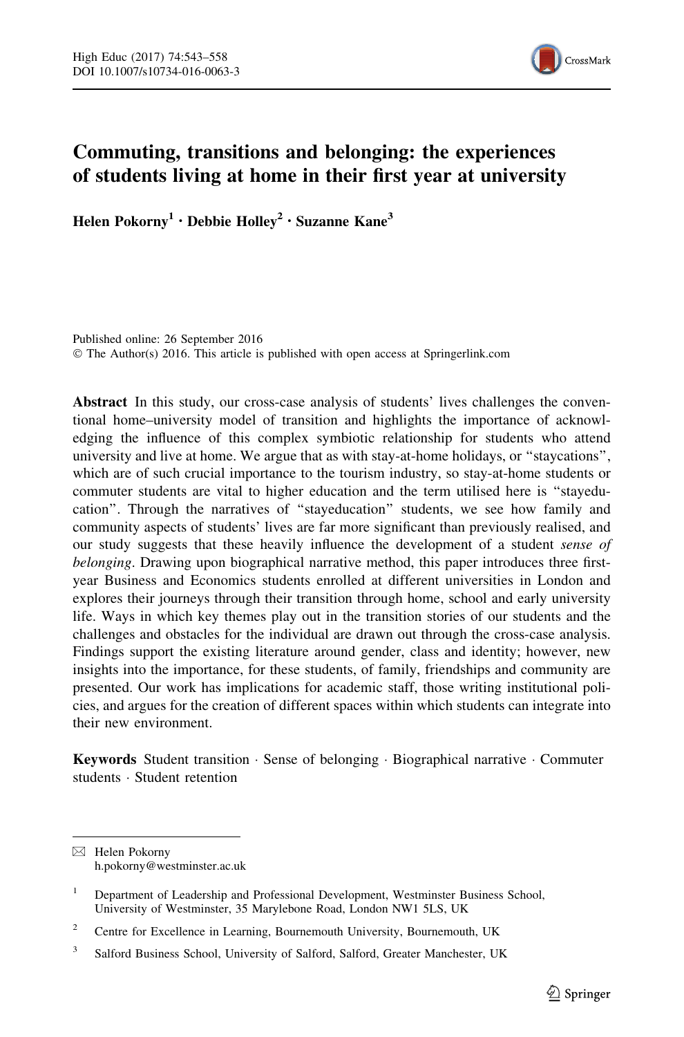# Commuting, transitions and belonging: the experiences of students living at home in their first year at university

**Helen Pokorny[1] · Debbie Holley[2] · Suzanne Kane[3]**

Published online: 26 September 2016
© The Author(s) 2016. This article is published with open access at Springerlink.com

**Abstract** In this study, our cross-case analysis of students' lives challenges the conventional home–university model of transition and highlights the importance of acknowledging the influence of this complex symbiotic relationship for students who attend university and live at home. We argue that as with stay-at-home holidays, or "staycations", which are of such crucial importance to the tourism industry, so stay-at-home students or commuter students are vital to higher education and the term utilised here is "stayeducation". Through the narratives of "stayeducation" students, we see how family and community aspects of students' lives are far more significant than previously realised, and our study suggests that these heavily influence the development of a student *sense of belonging*. Drawing upon biographical narrative method, this paper introduces three first-year Business and Economics students enrolled at different universities in London and explores their journeys through their transition through home, school and early university life. Ways in which key themes play out in the transition stories of our students and the challenges and obstacles for the individual are drawn out through the cross-case analysis. Findings support the existing literature around gender, class and identity; however, new insights into the importance, for these students, of family, friendships and community are presented. Our work has implications for academic staff, those writing institutional policies, and argues for the creation of different spaces within which students can integrate into their new environment.

**Keywords** Student transition · Sense of belonging · Biographical narrative · Commuter students · Student retention

✉ Helen Pokorny
h.pokorny@westminster.ac.uk

[1] Department of Leadership and Professional Development, Westminster Business School, University of Westminster, 35 Marylebone Road, London NW1 5LS, UK

[2] Centre for Excellence in Learning, Bournemouth University, Bournemouth, UK

[3] Salford Business School, University of Salford, Salford, Greater Manchester, UK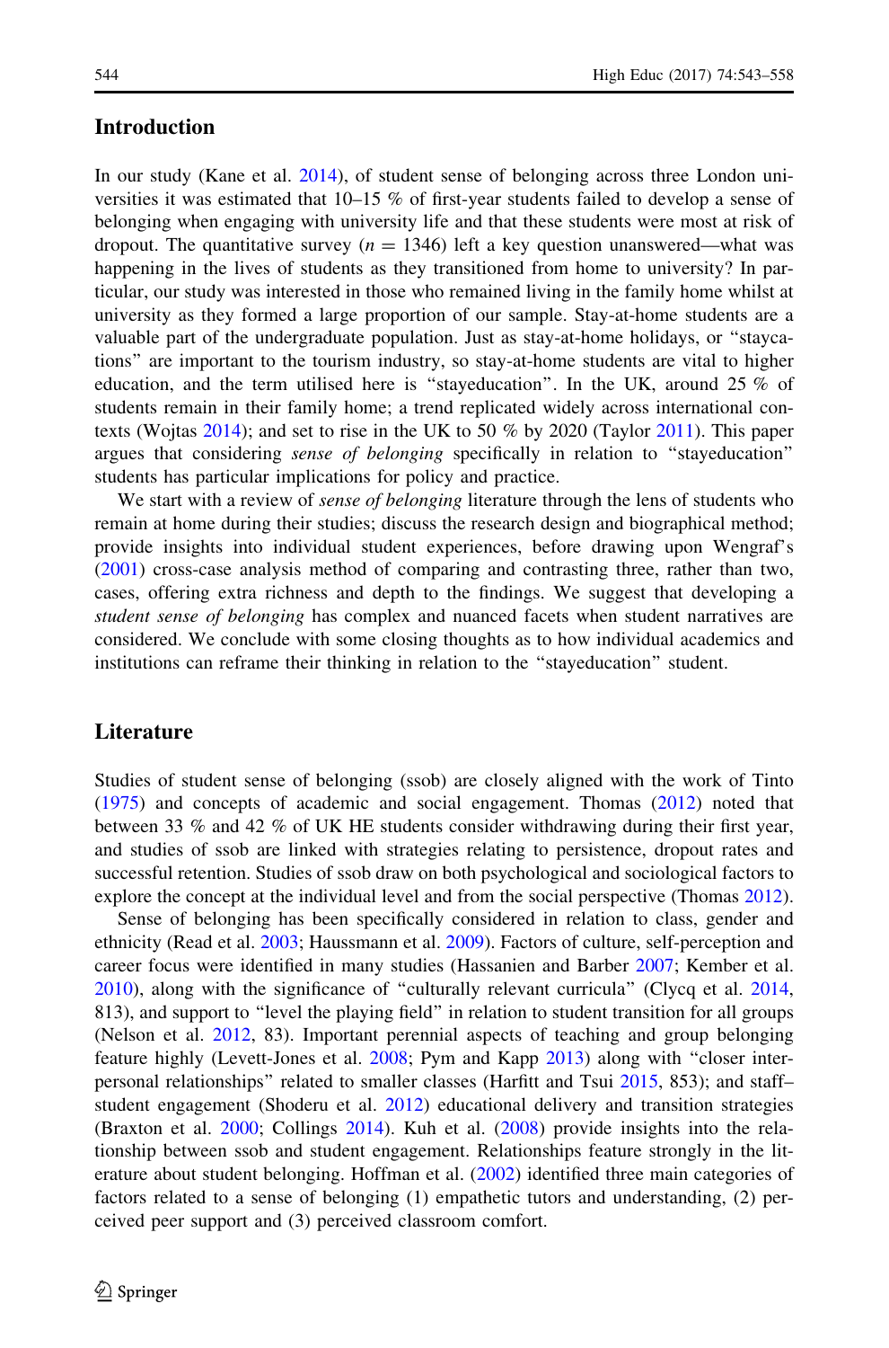## Introduction

In our study (Kane et al. 2014), of student sense of belonging across three London universities it was estimated that 10–15 % of first-year students failed to develop a sense of belonging when engaging with university life and that these students were most at risk of dropout. The quantitative survey ($n = 1346$) left a key question unanswered—what was happening in the lives of students as they transitioned from home to university? In particular, our study was interested in those who remained living in the family home whilst at university as they formed a large proportion of our sample. Stay-at-home students are a valuable part of the undergraduate population. Just as stay-at-home holidays, or "staycations" are important to the tourism industry, so stay-at-home students are vital to higher education, and the term utilised here is "stayeducation". In the UK, around 25 % of students remain in their family home; a trend replicated widely across international contexts (Wojtas 2014); and set to rise in the UK to 50 % by 2020 (Taylor 2011). This paper argues that considering *sense of belonging* specifically in relation to "stayeducation" students has particular implications for policy and practice.

We start with a review of *sense of belonging* literature through the lens of students who remain at home during their studies; discuss the research design and biographical method; provide insights into individual student experiences, before drawing upon Wengraf's (2001) cross-case analysis method of comparing and contrasting three, rather than two, cases, offering extra richness and depth to the findings. We suggest that developing a *student sense of belonging* has complex and nuanced facets when student narratives are considered. We conclude with some closing thoughts as to how individual academics and institutions can reframe their thinking in relation to the "stayeducation" student.

## Literature

Studies of student sense of belonging (ssob) are closely aligned with the work of Tinto (1975) and concepts of academic and social engagement. Thomas (2012) noted that between 33 % and 42 % of UK HE students consider withdrawing during their first year, and studies of ssob are linked with strategies relating to persistence, dropout rates and successful retention. Studies of ssob draw on both psychological and sociological factors to explore the concept at the individual level and from the social perspective (Thomas 2012).

Sense of belonging has been specifically considered in relation to class, gender and ethnicity (Read et al. 2003; Haussmann et al. 2009). Factors of culture, self-perception and career focus were identified in many studies (Hassanien and Barber 2007; Kember et al. 2010), along with the significance of "culturally relevant curricula" (Clycq et al. 2014, 813), and support to "level the playing field" in relation to student transition for all groups (Nelson et al. 2012, 83). Important perennial aspects of teaching and group belonging feature highly (Levett-Jones et al. 2008; Pym and Kapp 2013) along with "closer interpersonal relationships" related to smaller classes (Harfitt and Tsui 2015, 853); and staff–student engagement (Shoderu et al. 2012) educational delivery and transition strategies (Braxton et al. 2000; Collings 2014). Kuh et al. (2008) provide insights into the relationship between ssob and student engagement. Relationships feature strongly in the literature about student belonging. Hoffman et al. (2002) identified three main categories of factors related to a sense of belonging (1) empathetic tutors and understanding, (2) perceived peer support and (3) perceived classroom comfort.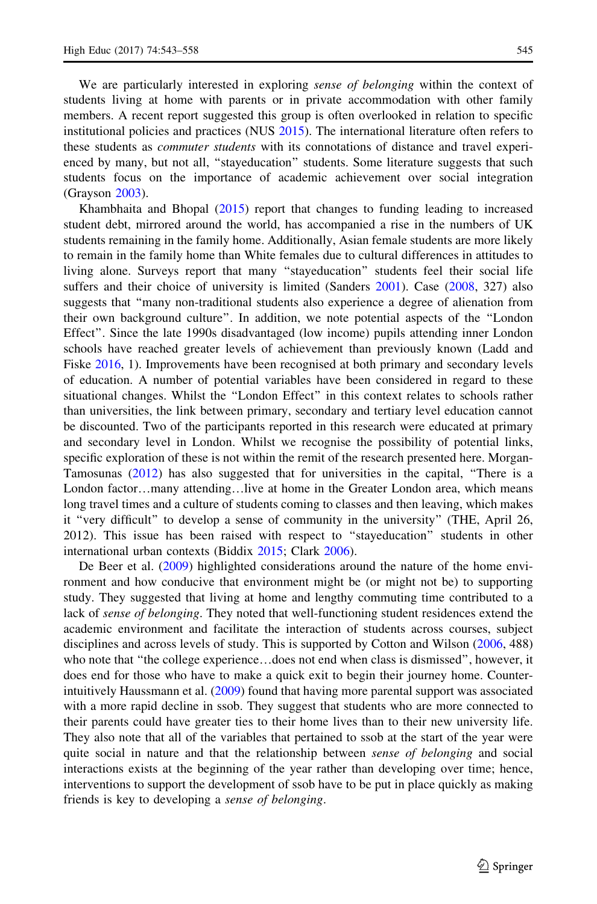We are particularly interested in exploring *sense of belonging* within the context of students living at home with parents or in private accommodation with other family members. A recent report suggested this group is often overlooked in relation to specific institutional policies and practices (NUS 2015). The international literature often refers to these students as *commuter students* with its connotations of distance and travel experienced by many, but not all, "stayeducation" students. Some literature suggests that such students focus on the importance of academic achievement over social integration (Grayson 2003).

Khambhaita and Bhopal (2015) report that changes to funding leading to increased student debt, mirrored around the world, has accompanied a rise in the numbers of UK students remaining in the family home. Additionally, Asian female students are more likely to remain in the family home than White females due to cultural differences in attitudes to living alone. Surveys report that many "stayeducation" students feel their social life suffers and their choice of university is limited (Sanders 2001). Case (2008, 327) also suggests that "many non-traditional students also experience a degree of alienation from their own background culture". In addition, we note potential aspects of the "London Effect". Since the late 1990s disadvantaged (low income) pupils attending inner London schools have reached greater levels of achievement than previously known (Ladd and Fiske 2016, 1). Improvements have been recognised at both primary and secondary levels of education. A number of potential variables have been considered in regard to these situational changes. Whilst the "London Effect" in this context relates to schools rather than universities, the link between primary, secondary and tertiary level education cannot be discounted. Two of the participants reported in this research were educated at primary and secondary level in London. Whilst we recognise the possibility of potential links, specific exploration of these is not within the remit of the research presented here. Morgan-Tamosunas (2012) has also suggested that for universities in the capital, "There is a London factor…many attending…live at home in the Greater London area, which means long travel times and a culture of students coming to classes and then leaving, which makes it "very difficult" to develop a sense of community in the university" (THE, April 26, 2012). This issue has been raised with respect to "stayeducation" students in other international urban contexts (Biddix 2015; Clark 2006).

De Beer et al. (2009) highlighted considerations around the nature of the home environment and how conducive that environment might be (or might not be) to supporting study. They suggested that living at home and lengthy commuting time contributed to a lack of *sense of belonging*. They noted that well-functioning student residences extend the academic environment and facilitate the interaction of students across courses, subject disciplines and across levels of study. This is supported by Cotton and Wilson (2006, 488) who note that "the college experience…does not end when class is dismissed", however, it does end for those who have to make a quick exit to begin their journey home. Counter-intuitively Haussmann et al. (2009) found that having more parental support was associated with a more rapid decline in ssob. They suggest that students who are more connected to their parents could have greater ties to their home lives than to their new university life. They also note that all of the variables that pertained to ssob at the start of the year were quite social in nature and that the relationship between *sense of belonging* and social interactions exists at the beginning of the year rather than developing over time; hence, interventions to support the development of ssob have to be put in place quickly as making friends is key to developing a *sense of belonging*.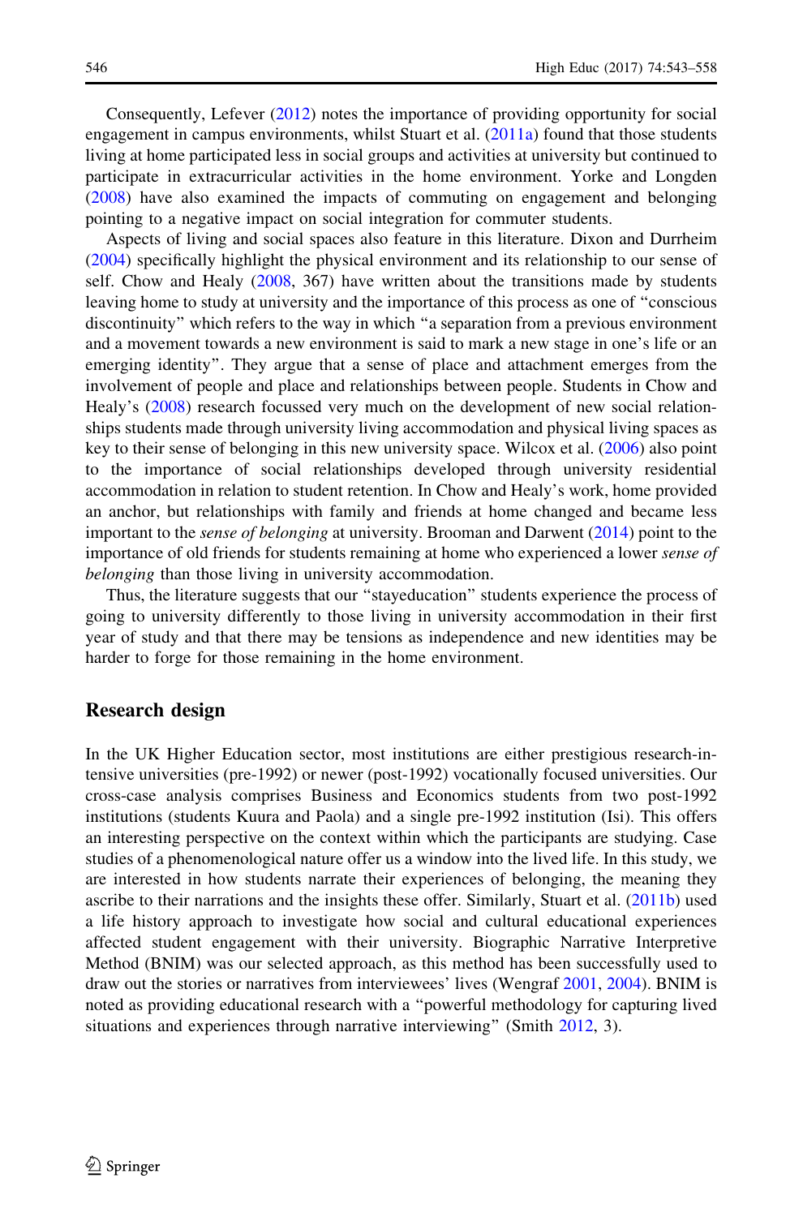Consequently, Lefever (2012) notes the importance of providing opportunity for social engagement in campus environments, whilst Stuart et al. (2011a) found that those students living at home participated less in social groups and activities at university but continued to participate in extracurricular activities in the home environment. Yorke and Longden (2008) have also examined the impacts of commuting on engagement and belonging pointing to a negative impact on social integration for commuter students.

Aspects of living and social spaces also feature in this literature. Dixon and Durrheim (2004) specifically highlight the physical environment and its relationship to our sense of self. Chow and Healy (2008, 367) have written about the transitions made by students leaving home to study at university and the importance of this process as one of "conscious discontinuity" which refers to the way in which "a separation from a previous environment and a movement towards a new environment is said to mark a new stage in one's life or an emerging identity". They argue that a sense of place and attachment emerges from the involvement of people and place and relationships between people. Students in Chow and Healy's (2008) research focussed very much on the development of new social relationships students made through university living accommodation and physical living spaces as key to their sense of belonging in this new university space. Wilcox et al. (2006) also point to the importance of social relationships developed through university residential accommodation in relation to student retention. In Chow and Healy's work, home provided an anchor, but relationships with family and friends at home changed and became less important to the *sense of belonging* at university. Brooman and Darwent (2014) point to the importance of old friends for students remaining at home who experienced a lower *sense of belonging* than those living in university accommodation.

Thus, the literature suggests that our "stayeducation" students experience the process of going to university differently to those living in university accommodation in their first year of study and that there may be tensions as independence and new identities may be harder to forge for those remaining in the home environment.

## Research design

In the UK Higher Education sector, most institutions are either prestigious research-intensive universities (pre-1992) or newer (post-1992) vocationally focused universities. Our cross-case analysis comprises Business and Economics students from two post-1992 institutions (students Kuura and Paola) and a single pre-1992 institution (Isi). This offers an interesting perspective on the context within which the participants are studying. Case studies of a phenomenological nature offer us a window into the lived life. In this study, we are interested in how students narrate their experiences of belonging, the meaning they ascribe to their narrations and the insights these offer. Similarly, Stuart et al. (2011b) used a life history approach to investigate how social and cultural educational experiences affected student engagement with their university. Biographic Narrative Interpretive Method (BNIM) was our selected approach, as this method has been successfully used to draw out the stories or narratives from interviewees' lives (Wengraf 2001, 2004). BNIM is noted as providing educational research with a "powerful methodology for capturing lived situations and experiences through narrative interviewing" (Smith 2012, 3).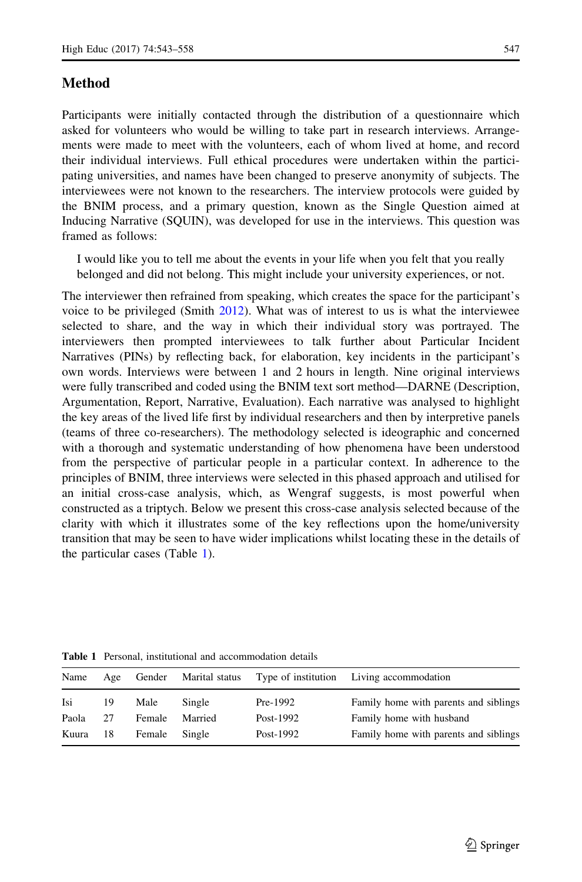## Method

Participants were initially contacted through the distribution of a questionnaire which asked for volunteers who would be willing to take part in research interviews. Arrangements were made to meet with the volunteers, each of whom lived at home, and record their individual interviews. Full ethical procedures were undertaken within the participating universities, and names have been changed to preserve anonymity of subjects. The interviewees were not known to the researchers. The interview protocols were guided by the BNIM process, and a primary question, known as the Single Question aimed at Inducing Narrative (SQUIN), was developed for use in the interviews. This question was framed as follows:

> I would like you to tell me about the events in your life when you felt that you really belonged and did not belong. This might include your university experiences, or not.

The interviewer then refrained from speaking, which creates the space for the participant's voice to be privileged (Smith 2012). What was of interest to us is what the interviewee selected to share, and the way in which their individual story was portrayed. The interviewers then prompted interviewees to talk further about Particular Incident Narratives (PINs) by reflecting back, for elaboration, key incidents in the participant's own words. Interviews were between 1 and 2 hours in length. Nine original interviews were fully transcribed and coded using the BNIM text sort method—DARNE (Description, Argumentation, Report, Narrative, Evaluation). Each narrative was analysed to highlight the key areas of the lived life first by individual researchers and then by interpretive panels (teams of three co-researchers). The methodology selected is ideographic and concerned with a thorough and systematic understanding of how phenomena have been understood from the perspective of particular people in a particular context. In adherence to the principles of BNIM, three interviews were selected in this phased approach and utilised for an initial cross-case analysis, which, as Wengraf suggests, is most powerful when constructed as a triptych. Below we present this cross-case analysis selected because of the clarity with which it illustrates some of the key reflections upon the home/university transition that may be seen to have wider implications whilst locating these in the details of the particular cases (Table 1).

**Table 1** Personal, institutional and accommodation details

| Name | Age | Gender | Marital status | Type of institution | Living accommodation |
|---|---|---|---|---|---|
| Isi | 19 | Male | Single | Pre-1992 | Family home with parents and siblings |
| Paola | 27 | Female | Married | Post-1992 | Family home with husband |
| Kuura | 18 | Female | Single | Post-1992 | Family home with parents and siblings |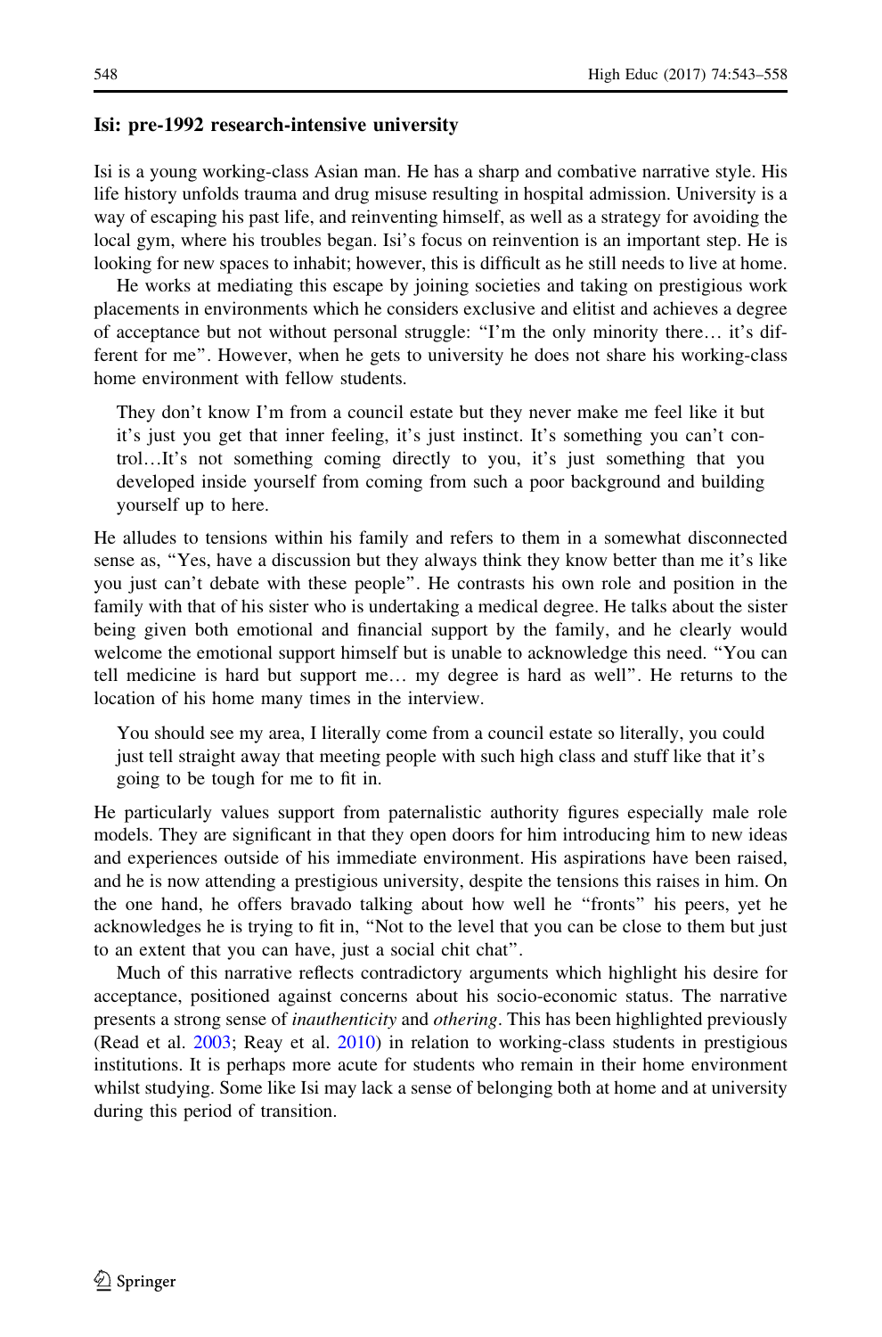### Isi: pre-1992 research-intensive university

Isi is a young working-class Asian man. He has a sharp and combative narrative style. His life history unfolds trauma and drug misuse resulting in hospital admission. University is a way of escaping his past life, and reinventing himself, as well as a strategy for avoiding the local gym, where his troubles began. Isi's focus on reinvention is an important step. He is looking for new spaces to inhabit; however, this is difficult as he still needs to live at home.

He works at mediating this escape by joining societies and taking on prestigious work placements in environments which he considers exclusive and elitist and achieves a degree of acceptance but not without personal struggle: "I'm the only minority there… it's different for me". However, when he gets to university he does not share his working-class home environment with fellow students.

> They don't know I'm from a council estate but they never make me feel like it but it's just you get that inner feeling, it's just instinct. It's something you can't control…It's not something coming directly to you, it's just something that you developed inside yourself from coming from such a poor background and building yourself up to here.

He alludes to tensions within his family and refers to them in a somewhat disconnected sense as, "Yes, have a discussion but they always think they know better than me it's like you just can't debate with these people". He contrasts his own role and position in the family with that of his sister who is undertaking a medical degree. He talks about the sister being given both emotional and financial support by the family, and he clearly would welcome the emotional support himself but is unable to acknowledge this need. "You can tell medicine is hard but support me… my degree is hard as well". He returns to the location of his home many times in the interview.

> You should see my area, I literally come from a council estate so literally, you could just tell straight away that meeting people with such high class and stuff like that it's going to be tough for me to fit in.

He particularly values support from paternalistic authority figures especially male role models. They are significant in that they open doors for him introducing him to new ideas and experiences outside of his immediate environment. His aspirations have been raised, and he is now attending a prestigious university, despite the tensions this raises in him. On the one hand, he offers bravado talking about how well he "fronts" his peers, yet he acknowledges he is trying to fit in, "Not to the level that you can be close to them but just to an extent that you can have, just a social chit chat".

Much of this narrative reflects contradictory arguments which highlight his desire for acceptance, positioned against concerns about his socio-economic status. The narrative presents a strong sense of *inauthenticity* and *othering*. This has been highlighted previously (Read et al. 2003; Reay et al. 2010) in relation to working-class students in prestigious institutions. It is perhaps more acute for students who remain in their home environment whilst studying. Some like Isi may lack a sense of belonging both at home and at university during this period of transition.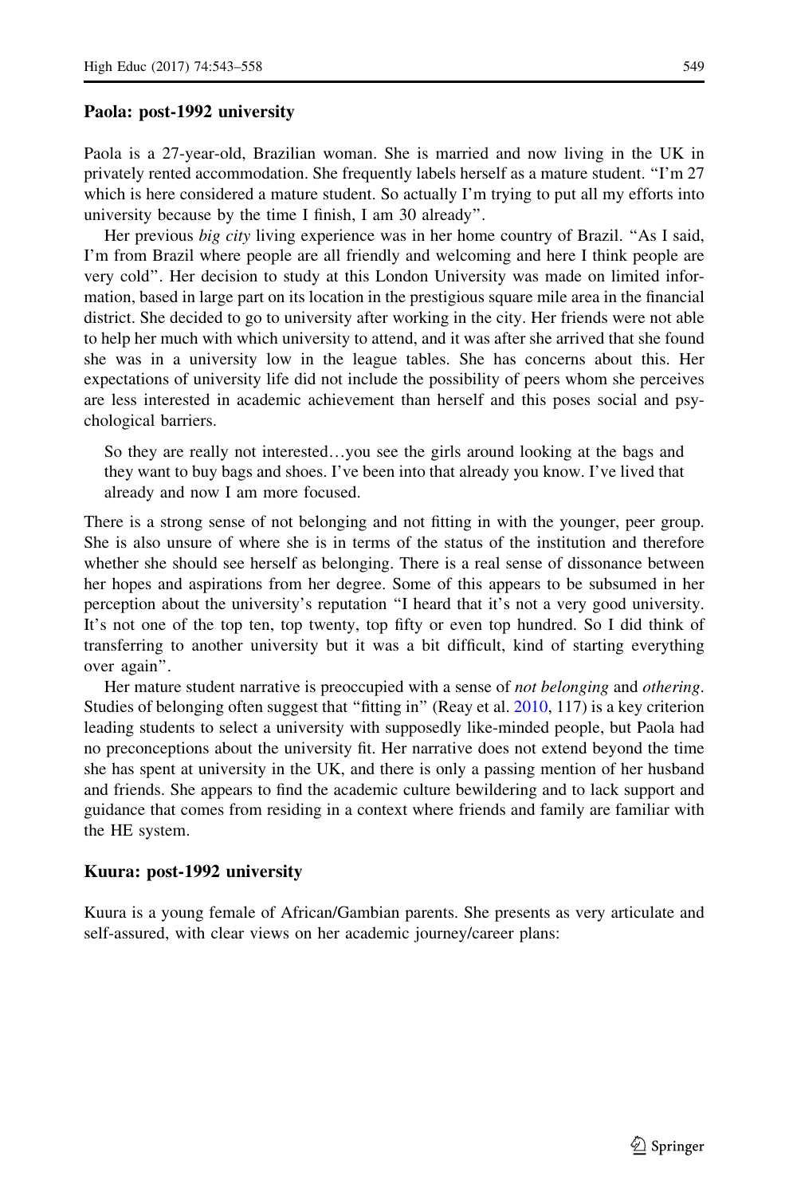### Paola: post-1992 university

Paola is a 27-year-old, Brazilian woman. She is married and now living in the UK in privately rented accommodation. She frequently labels herself as a mature student. "I'm 27 which is here considered a mature student. So actually I'm trying to put all my efforts into university because by the time I finish, I am 30 already".

Her previous *big city* living experience was in her home country of Brazil. "As I said, I'm from Brazil where people are all friendly and welcoming and here I think people are very cold". Her decision to study at this London University was made on limited information, based in large part on its location in the prestigious square mile area in the financial district. She decided to go to university after working in the city. Her friends were not able to help her much with which university to attend, and it was after she arrived that she found she was in a university low in the league tables. She has concerns about this. Her expectations of university life did not include the possibility of peers whom she perceives are less interested in academic achievement than herself and this poses social and psychological barriers.

> So they are really not interested…you see the girls around looking at the bags and they want to buy bags and shoes. I've been into that already you know. I've lived that already and now I am more focused.

There is a strong sense of not belonging and not fitting in with the younger, peer group. She is also unsure of where she is in terms of the status of the institution and therefore whether she should see herself as belonging. There is a real sense of dissonance between her hopes and aspirations from her degree. Some of this appears to be subsumed in her perception about the university's reputation "I heard that it's not a very good university. It's not one of the top ten, top twenty, top fifty or even top hundred. So I did think of transferring to another university but it was a bit difficult, kind of starting everything over again".

Her mature student narrative is preoccupied with a sense of *not belonging* and *othering*. Studies of belonging often suggest that "fitting in" (Reay et al. 2010, 117) is a key criterion leading students to select a university with supposedly like-minded people, but Paola had no preconceptions about the university fit. Her narrative does not extend beyond the time she has spent at university in the UK, and there is only a passing mention of her husband and friends. She appears to find the academic culture bewildering and to lack support and guidance that comes from residing in a context where friends and family are familiar with the HE system.

### Kuura: post-1992 university

Kuura is a young female of African/Gambian parents. She presents as very articulate and self-assured, with clear views on her academic journey/career plans: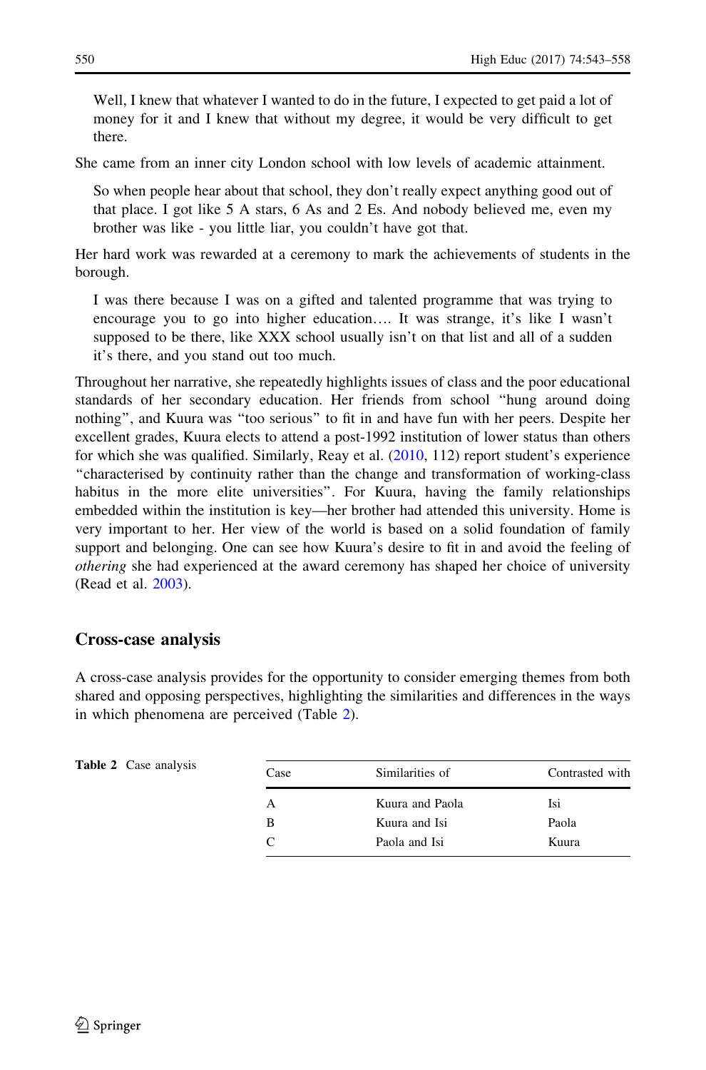> Well, I knew that whatever I wanted to do in the future, I expected to get paid a lot of money for it and I knew that without my degree, it would be very difficult to get there.

She came from an inner city London school with low levels of academic attainment.

> So when people hear about that school, they don't really expect anything good out of that place. I got like 5 A stars, 6 As and 2 Es. And nobody believed me, even my brother was like - you little liar, you couldn't have got that.

Her hard work was rewarded at a ceremony to mark the achievements of students in the borough.

> I was there because I was on a gifted and talented programme that was trying to encourage you to go into higher education…. It was strange, it's like I wasn't supposed to be there, like XXX school usually isn't on that list and all of a sudden it's there, and you stand out too much.

Throughout her narrative, she repeatedly highlights issues of class and the poor educational standards of her secondary education. Her friends from school "hung around doing nothing", and Kuura was "too serious" to fit in and have fun with her peers. Despite her excellent grades, Kuura elects to attend a post-1992 institution of lower status than others for which she was qualified. Similarly, Reay et al. (2010, 112) report student's experience "characterised by continuity rather than the change and transformation of working-class habitus in the more elite universities". For Kuura, having the family relationships embedded within the institution is key—her brother had attended this university. Home is very important to her. Her view of the world is based on a solid foundation of family support and belonging. One can see how Kuura's desire to fit in and avoid the feeling of *othering* she had experienced at the award ceremony has shaped her choice of university (Read et al. 2003).

## Cross-case analysis

A cross-case analysis provides for the opportunity to consider emerging themes from both shared and opposing perspectives, highlighting the similarities and differences in the ways in which phenomena are perceived (Table 2).

**Table 2** Case analysis

| Case | Similarities of | Contrasted with |
|---|---|---|
| A | Kuura and Paola | Isi |
| B | Kuura and Isi | Paola |
| C | Paola and Isi | Kuura |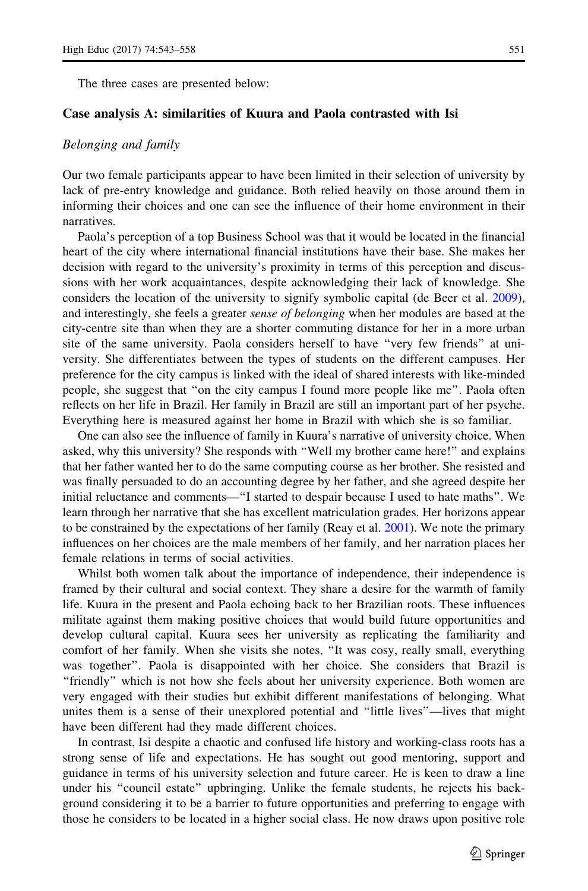The three cases are presented below:

### Case analysis A: similarities of Kuura and Paola contrasted with Isi

*Belonging and family*

Our two female participants appear to have been limited in their selection of university by lack of pre-entry knowledge and guidance. Both relied heavily on those around them in informing their choices and one can see the influence of their home environment in their narratives.

Paola's perception of a top Business School was that it would be located in the financial heart of the city where international financial institutions have their base. She makes her decision with regard to the university's proximity in terms of this perception and discussions with her work acquaintances, despite acknowledging their lack of knowledge. She considers the location of the university to signify symbolic capital (de Beer et al. 2009), and interestingly, she feels a greater *sense of belonging* when her modules are based at the city-centre site than when they are a shorter commuting distance for her in a more urban site of the same university. Paola considers herself to have "very few friends" at university. She differentiates between the types of students on the different campuses. Her preference for the city campus is linked with the ideal of shared interests with like-minded people, she suggest that "on the city campus I found more people like me". Paola often reflects on her life in Brazil. Her family in Brazil are still an important part of her psyche. Everything here is measured against her home in Brazil with which she is so familiar.

One can also see the influence of family in Kuura's narrative of university choice. When asked, why this university? She responds with "Well my brother came here!" and explains that her father wanted her to do the same computing course as her brother. She resisted and was finally persuaded to do an accounting degree by her father, and she agreed despite her initial reluctance and comments—"I started to despair because I used to hate maths". We learn through her narrative that she has excellent matriculation grades. Her horizons appear to be constrained by the expectations of her family (Reay et al. 2001). We note the primary influences on her choices are the male members of her family, and her narration places her female relations in terms of social activities.

Whilst both women talk about the importance of independence, their independence is framed by their cultural and social context. They share a desire for the warmth of family life. Kuura in the present and Paola echoing back to her Brazilian roots. These influences militate against them making positive choices that would build future opportunities and develop cultural capital. Kuura sees her university as replicating the familiarity and comfort of her family. When she visits she notes, "It was cosy, really small, everything was together". Paola is disappointed with her choice. She considers that Brazil is "friendly" which is not how she feels about her university experience. Both women are very engaged with their studies but exhibit different manifestations of belonging. What unites them is a sense of their unexplored potential and "little lives"—lives that might have been different had they made different choices.

In contrast, Isi despite a chaotic and confused life history and working-class roots has a strong sense of life and expectations. He has sought out good mentoring, support and guidance in terms of his university selection and future career. He is keen to draw a line under his "council estate" upbringing. Unlike the female students, he rejects his background considering it to be a barrier to future opportunities and preferring to engage with those he considers to be located in a higher social class. He now draws upon positive role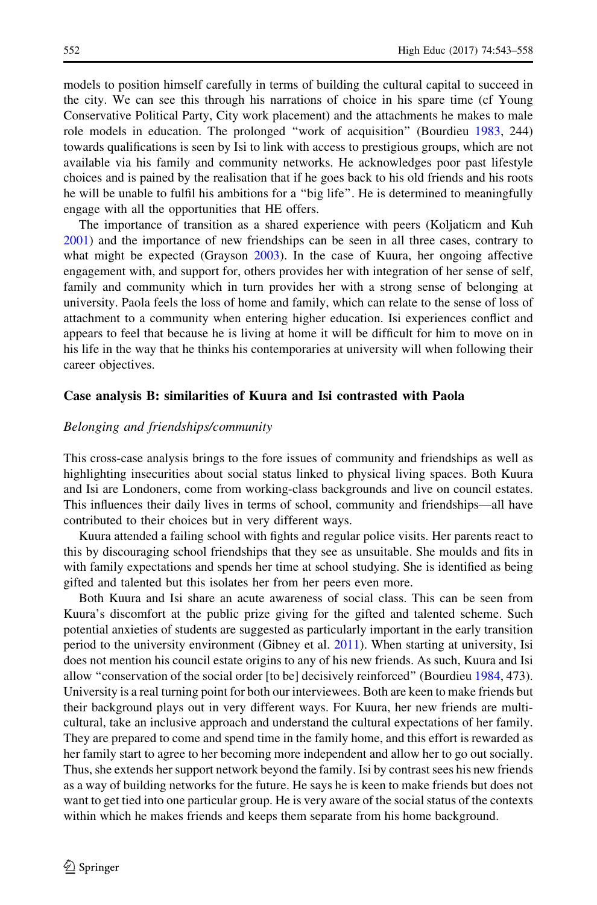models to position himself carefully in terms of building the cultural capital to succeed in the city. We can see this through his narrations of choice in his spare time (cf Young Conservative Political Party, City work placement) and the attachments he makes to male role models in education. The prolonged "work of acquisition" (Bourdieu 1983, 244) towards qualifications is seen by Isi to link with access to prestigious groups, which are not available via his family and community networks. He acknowledges poor past lifestyle choices and is pained by the realisation that if he goes back to his old friends and his roots he will be unable to fulfil his ambitions for a "big life". He is determined to meaningfully engage with all the opportunities that HE offers.

The importance of transition as a shared experience with peers (Koljaticm and Kuh 2001) and the importance of new friendships can be seen in all three cases, contrary to what might be expected (Grayson 2003). In the case of Kuura, her ongoing affective engagement with, and support for, others provides her with integration of her sense of self, family and community which in turn provides her with a strong sense of belonging at university. Paola feels the loss of home and family, which can relate to the sense of loss of attachment to a community when entering higher education. Isi experiences conflict and appears to feel that because he is living at home it will be difficult for him to move on in his life in the way that he thinks his contemporaries at university will when following their career objectives.

## Case analysis B: similarities of Kuura and Isi contrasted with Paola

### *Belonging and friendships/community*

This cross-case analysis brings to the fore issues of community and friendships as well as highlighting insecurities about social status linked to physical living spaces. Both Kuura and Isi are Londoners, come from working-class backgrounds and live on council estates. This influences their daily lives in terms of school, community and friendships—all have contributed to their choices but in very different ways.

Kuura attended a failing school with fights and regular police visits. Her parents react to this by discouraging school friendships that they see as unsuitable. She moulds and fits in with family expectations and spends her time at school studying. She is identified as being gifted and talented but this isolates her from her peers even more.

Both Kuura and Isi share an acute awareness of social class. This can be seen from Kuura's discomfort at the public prize giving for the gifted and talented scheme. Such potential anxieties of students are suggested as particularly important in the early transition period to the university environment (Gibney et al. 2011). When starting at university, Isi does not mention his council estate origins to any of his new friends. As such, Kuura and Isi allow "conservation of the social order [to be] decisively reinforced" (Bourdieu 1984, 473). University is a real turning point for both our interviewees. Both are keen to make friends but their background plays out in very different ways. For Kuura, her new friends are multicultural, take an inclusive approach and understand the cultural expectations of her family. They are prepared to come and spend time in the family home, and this effort is rewarded as her family start to agree to her becoming more independent and allow her to go out socially. Thus, she extends her support network beyond the family. Isi by contrast sees his new friends as a way of building networks for the future. He says he is keen to make friends but does not want to get tied into one particular group. He is very aware of the social status of the contexts within which he makes friends and keeps them separate from his home background.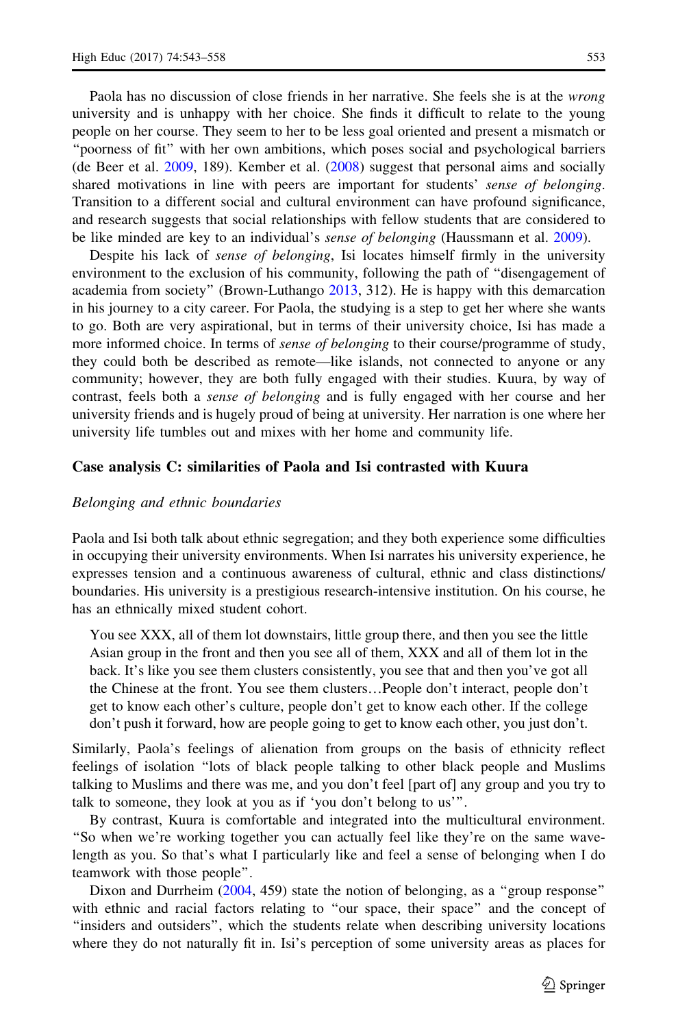Paola has no discussion of close friends in her narrative. She feels she is at the *wrong* university and is unhappy with her choice. She finds it difficult to relate to the young people on her course. They seem to her to be less goal oriented and present a mismatch or "poorness of fit" with her own ambitions, which poses social and psychological barriers (de Beer et al. 2009, 189). Kember et al. (2008) suggest that personal aims and socially shared motivations in line with peers are important for students' *sense of belonging*. Transition to a different social and cultural environment can have profound significance, and research suggests that social relationships with fellow students that are considered to be like minded are key to an individual's *sense of belonging* (Haussmann et al. 2009).

Despite his lack of *sense of belonging*, Isi locates himself firmly in the university environment to the exclusion of his community, following the path of "disengagement of academia from society" (Brown-Luthango 2013, 312). He is happy with this demarcation in his journey to a city career. For Paola, the studying is a step to get her where she wants to go. Both are very aspirational, but in terms of their university choice, Isi has made a more informed choice. In terms of *sense of belonging* to their course/programme of study, they could both be described as remote—like islands, not connected to anyone or any community; however, they are both fully engaged with their studies. Kuura, by way of contrast, feels both a *sense of belonging* and is fully engaged with her course and her university friends and is hugely proud of being at university. Her narration is one where her university life tumbles out and mixes with her home and community life.

## Case analysis C: similarities of Paola and Isi contrasted with Kuura

### *Belonging and ethnic boundaries*

Paola and Isi both talk about ethnic segregation; and they both experience some difficulties in occupying their university environments. When Isi narrates his university experience, he expresses tension and a continuous awareness of cultural, ethnic and class distinctions/ boundaries. His university is a prestigious research-intensive institution. On his course, he has an ethnically mixed student cohort.

> You see XXX, all of them lot downstairs, little group there, and then you see the little Asian group in the front and then you see all of them, XXX and all of them lot in the back. It's like you see them clusters consistently, you see that and then you've got all the Chinese at the front. You see them clusters…People don't interact, people don't get to know each other's culture, people don't get to know each other. If the college don't push it forward, how are people going to get to know each other, you just don't.

Similarly, Paola's feelings of alienation from groups on the basis of ethnicity reflect feelings of isolation "lots of black people talking to other black people and Muslims talking to Muslims and there was me, and you don't feel [part of] any group and you try to talk to someone, they look at you as if 'you don't belong to us'".

By contrast, Kuura is comfortable and integrated into the multicultural environment. "So when we're working together you can actually feel like they're on the same wavelength as you. So that's what I particularly like and feel a sense of belonging when I do teamwork with those people".

Dixon and Durrheim (2004, 459) state the notion of belonging, as a "group response" with ethnic and racial factors relating to "our space, their space" and the concept of "insiders and outsiders", which the students relate when describing university locations where they do not naturally fit in. Isi's perception of some university areas as places for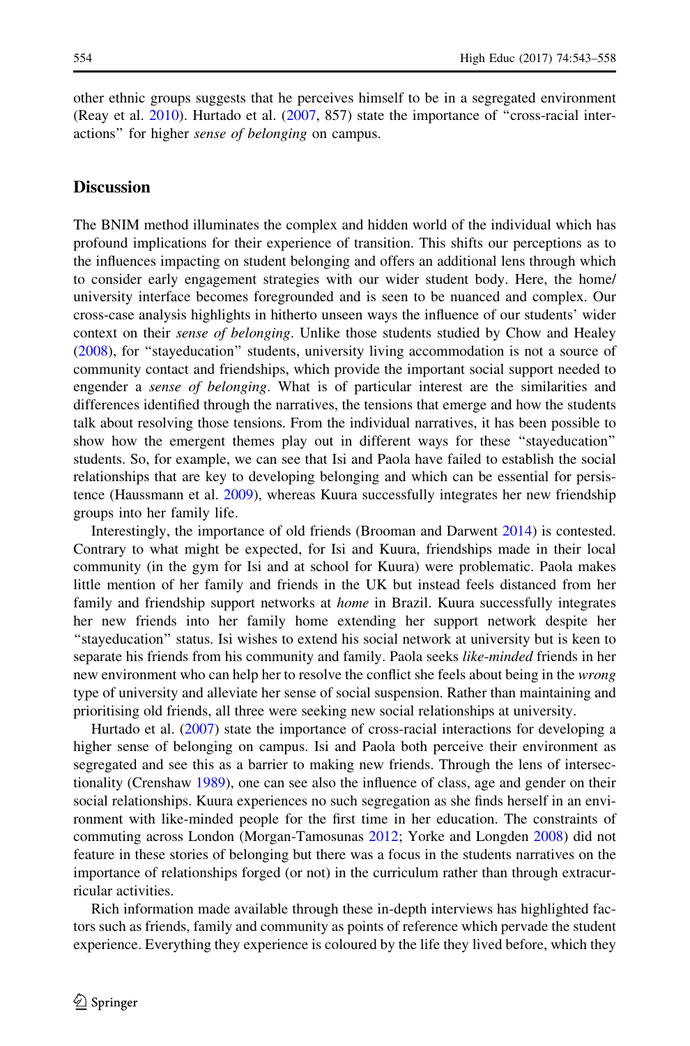other ethnic groups suggests that he perceives himself to be in a segregated environment (Reay et al. 2010). Hurtado et al. (2007, 857) state the importance of "cross-racial interactions" for higher *sense of belonging* on campus.

## Discussion

The BNIM method illuminates the complex and hidden world of the individual which has profound implications for their experience of transition. This shifts our perceptions as to the influences impacting on student belonging and offers an additional lens through which to consider early engagement strategies with our wider student body. Here, the home/university interface becomes foregrounded and is seen to be nuanced and complex. Our cross-case analysis highlights in hitherto unseen ways the influence of our students' wider context on their *sense of belonging*. Unlike those students studied by Chow and Healey (2008), for "stayeducation" students, university living accommodation is not a source of community contact and friendships, which provide the important social support needed to engender a *sense of belonging*. What is of particular interest are the similarities and differences identified through the narratives, the tensions that emerge and how the students talk about resolving those tensions. From the individual narratives, it has been possible to show how the emergent themes play out in different ways for these "stayeducation" students. So, for example, we can see that Isi and Paola have failed to establish the social relationships that are key to developing belonging and which can be essential for persistence (Haussmann et al. 2009), whereas Kuura successfully integrates her new friendship groups into her family life.

Interestingly, the importance of old friends (Brooman and Darwent 2014) is contested. Contrary to what might be expected, for Isi and Kuura, friendships made in their local community (in the gym for Isi and at school for Kuura) were problematic. Paola makes little mention of her family and friends in the UK but instead feels distanced from her family and friendship support networks at *home* in Brazil. Kuura successfully integrates her new friends into her family home extending her support network despite her "stayeducation" status. Isi wishes to extend his social network at university but is keen to separate his friends from his community and family. Paola seeks *like-minded* friends in her new environment who can help her to resolve the conflict she feels about being in the *wrong* type of university and alleviate her sense of social suspension. Rather than maintaining and prioritising old friends, all three were seeking new social relationships at university.

Hurtado et al. (2007) state the importance of cross-racial interactions for developing a higher sense of belonging on campus. Isi and Paola both perceive their environment as segregated and see this as a barrier to making new friends. Through the lens of intersectionality (Crenshaw 1989), one can see also the influence of class, age and gender on their social relationships. Kuura experiences no such segregation as she finds herself in an environment with like-minded people for the first time in her education. The constraints of commuting across London (Morgan-Tamosunas 2012; Yorke and Longden 2008) did not feature in these stories of belonging but there was a focus in the students narratives on the importance of relationships forged (or not) in the curriculum rather than through extracurricular activities.

Rich information made available through these in-depth interviews has highlighted factors such as friends, family and community as points of reference which pervade the student experience. Everything they experience is coloured by the life they lived before, which they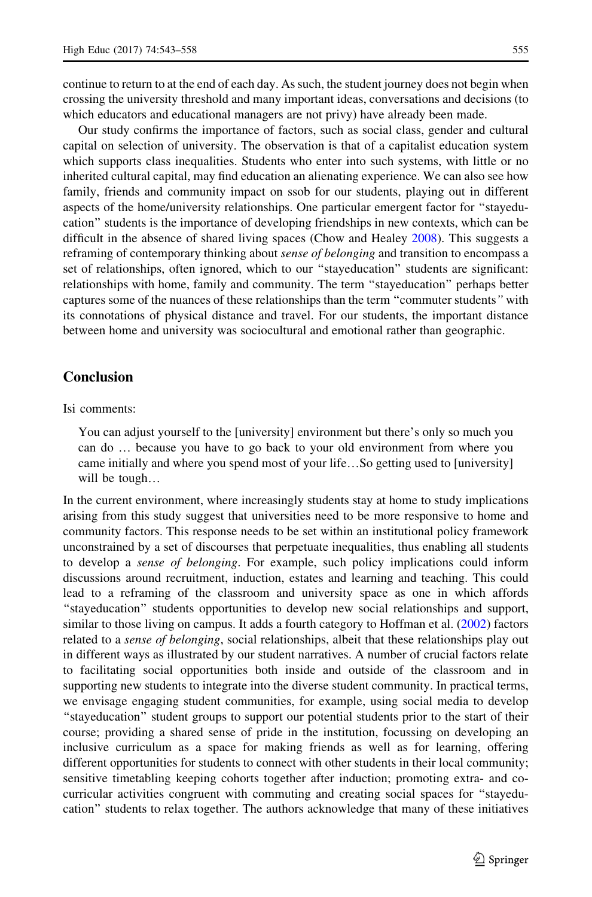continue to return to at the end of each day. As such, the student journey does not begin when crossing the university threshold and many important ideas, conversations and decisions (to which educators and educational managers are not privy) have already been made.

Our study confirms the importance of factors, such as social class, gender and cultural capital on selection of university. The observation is that of a capitalist education system which supports class inequalities. Students who enter into such systems, with little or no inherited cultural capital, may find education an alienating experience. We can also see how family, friends and community impact on ssob for our students, playing out in different aspects of the home/university relationships. One particular emergent factor for "stayeducation" students is the importance of developing friendships in new contexts, which can be difficult in the absence of shared living spaces (Chow and Healey 2008). This suggests a reframing of contemporary thinking about *sense of belonging* and transition to encompass a set of relationships, often ignored, which to our "stayeducation" students are significant: relationships with home, family and community. The term "stayeducation" perhaps better captures some of the nuances of these relationships than the term "commuter students" with its connotations of physical distance and travel. For our students, the important distance between home and university was sociocultural and emotional rather than geographic.

## Conclusion

Isi comments:

> You can adjust yourself to the [university] environment but there's only so much you can do … because you have to go back to your old environment from where you came initially and where you spend most of your life…So getting used to [university] will be tough…

In the current environment, where increasingly students stay at home to study implications arising from this study suggest that universities need to be more responsive to home and community factors. This response needs to be set within an institutional policy framework unconstrained by a set of discourses that perpetuate inequalities, thus enabling all students to develop a *sense of belonging*. For example, such policy implications could inform discussions around recruitment, induction, estates and learning and teaching. This could lead to a reframing of the classroom and university space as one in which affords "stayeducation" students opportunities to develop new social relationships and support, similar to those living on campus. It adds a fourth category to Hoffman et al. (2002) factors related to a *sense of belonging*, social relationships, albeit that these relationships play out in different ways as illustrated by our student narratives. A number of crucial factors relate to facilitating social opportunities both inside and outside of the classroom and in supporting new students to integrate into the diverse student community. In practical terms, we envisage engaging student communities, for example, using social media to develop "stayeducation" student groups to support our potential students prior to the start of their course; providing a shared sense of pride in the institution, focussing on developing an inclusive curriculum as a space for making friends as well as for learning, offering different opportunities for students to connect with other students in their local community; sensitive timetabling keeping cohorts together after induction; promoting extra- and co-curricular activities congruent with commuting and creating social spaces for "stayeducation" students to relax together. The authors acknowledge that many of these initiatives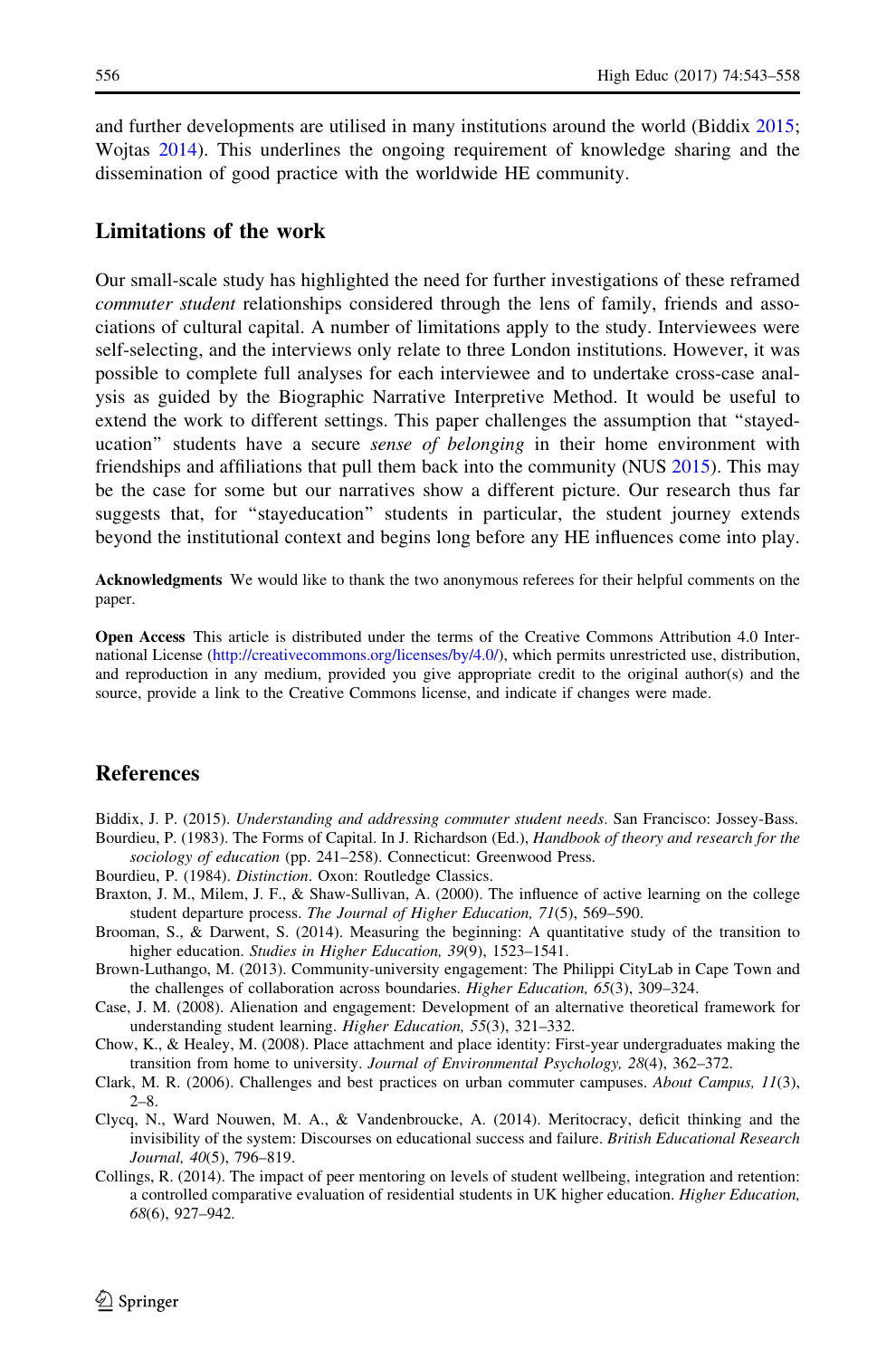and further developments are utilised in many institutions around the world (Biddix 2015; Wojtas 2014). This underlines the ongoing requirement of knowledge sharing and the dissemination of good practice with the worldwide HE community.

## Limitations of the work

Our small-scale study has highlighted the need for further investigations of these reframed *commuter student* relationships considered through the lens of family, friends and associations of cultural capital. A number of limitations apply to the study. Interviewees were self-selecting, and the interviews only relate to three London institutions. However, it was possible to complete full analyses for each interviewee and to undertake cross-case analysis as guided by the Biographic Narrative Interpretive Method. It would be useful to extend the work to different settings. This paper challenges the assumption that "stayeducation" students have a secure *sense of belonging* in their home environment with friendships and affiliations that pull them back into the community (NUS 2015). This may be the case for some but our narratives show a different picture. Our research thus far suggests that, for "stayeducation" students in particular, the student journey extends beyond the institutional context and begins long before any HE influences come into play.

**Acknowledgments** We would like to thank the two anonymous referees for their helpful comments on the paper.

**Open Access** This article is distributed under the terms of the Creative Commons Attribution 4.0 International License (http://creativecommons.org/licenses/by/4.0/), which permits unrestricted use, distribution, and reproduction in any medium, provided you give appropriate credit to the original author(s) and the source, provide a link to the Creative Commons license, and indicate if changes were made.

## References

Biddix, J. P. (2015). *Understanding and addressing commuter student needs*. San Francisco: Jossey-Bass.

Bourdieu, P. (1983). The Forms of Capital. In J. Richardson (Ed.), *Handbook of theory and research for the sociology of education* (pp. 241–258). Connecticut: Greenwood Press.

Bourdieu, P. (1984). *Distinction*. Oxon: Routledge Classics.

Braxton, J. M., Milem, J. F., & Shaw-Sullivan, A. (2000). The influence of active learning on the college student departure process. *The Journal of Higher Education, 71*(5), 569–590.

Brooman, S., & Darwent, S. (2014). Measuring the beginning: A quantitative study of the transition to higher education. *Studies in Higher Education, 39*(9), 1523–1541.

Brown-Luthango, M. (2013). Community-university engagement: The Philippi CityLab in Cape Town and the challenges of collaboration across boundaries. *Higher Education, 65*(3), 309–324.

Case, J. M. (2008). Alienation and engagement: Development of an alternative theoretical framework for understanding student learning. *Higher Education, 55*(3), 321–332.

Chow, K., & Healey, M. (2008). Place attachment and place identity: First-year undergraduates making the transition from home to university. *Journal of Environmental Psychology, 28*(4), 362–372.

Clark, M. R. (2006). Challenges and best practices on urban commuter campuses. *About Campus, 11*(3), 2–8.

Clycq, N., Ward Nouwen, M. A., & Vandenbroucke, A. (2014). Meritocracy, deficit thinking and the invisibility of the system: Discourses on educational success and failure. *British Educational Research Journal, 40*(5), 796–819.

Collings, R. (2014). The impact of peer mentoring on levels of student wellbeing, integration and retention: a controlled comparative evaluation of residential students in UK higher education. *Higher Education, 68*(6), 927–942.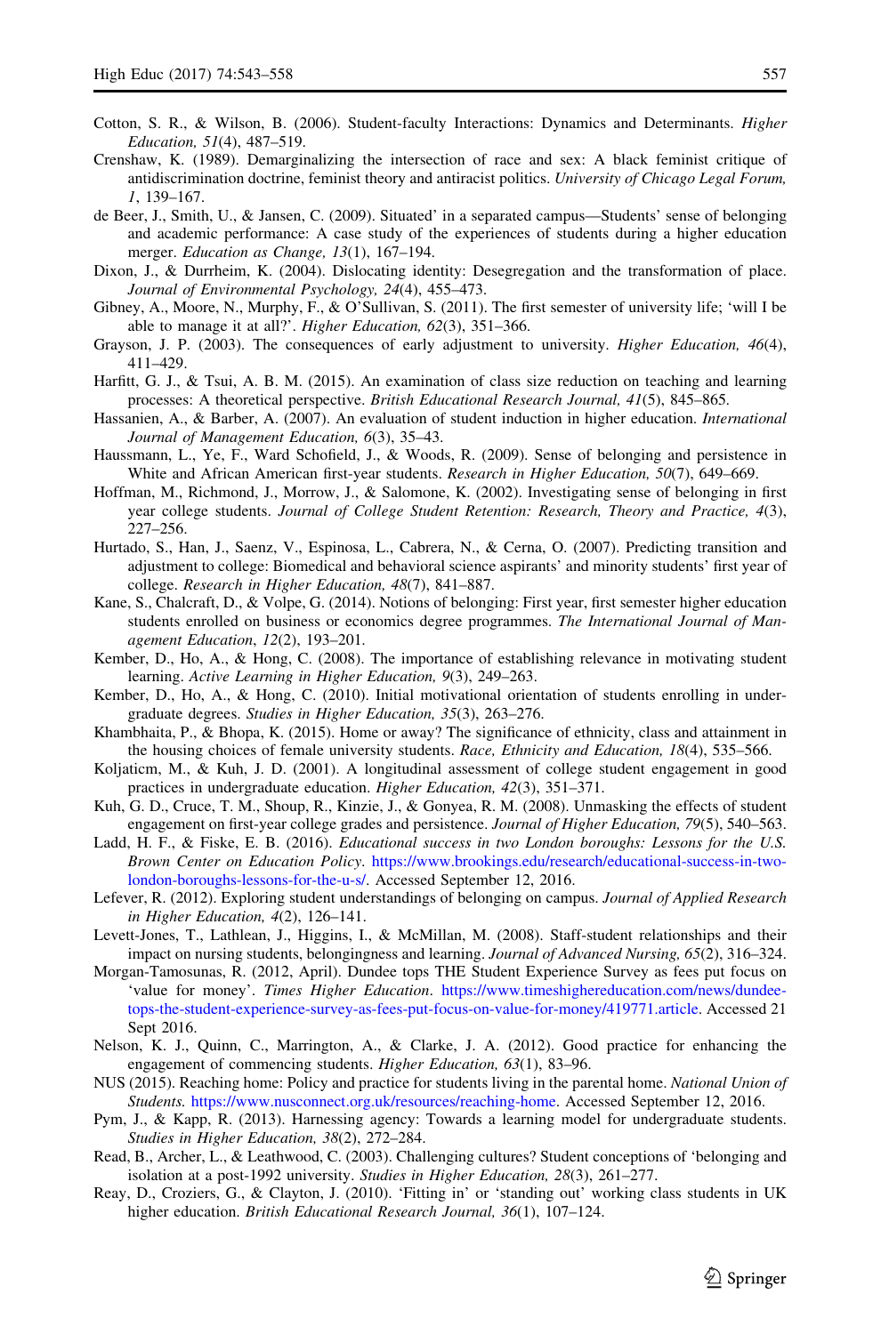Cotton, S. R., & Wilson, B. (2006). Student-faculty Interactions: Dynamics and Determinants. *Higher Education, 51*(4), 487–519.

Crenshaw, K. (1989). Demarginalizing the intersection of race and sex: A black feminist critique of antidiscrimination doctrine, feminist theory and antiracist politics. *University of Chicago Legal Forum, 1*, 139–167.

de Beer, J., Smith, U., & Jansen, C. (2009). Situated' in a separated campus—Students' sense of belonging and academic performance: A case study of the experiences of students during a higher education merger. *Education as Change, 13*(1), 167–194.

Dixon, J., & Durrheim, K. (2004). Dislocating identity: Desegregation and the transformation of place. *Journal of Environmental Psychology, 24*(4), 455–473.

Gibney, A., Moore, N., Murphy, F., & O'Sullivan, S. (2011). The first semester of university life; 'will I be able to manage it at all?'. *Higher Education, 62*(3), 351–366.

Grayson, J. P. (2003). The consequences of early adjustment to university. *Higher Education, 46*(4), 411–429.

Harfitt, G. J., & Tsui, A. B. M. (2015). An examination of class size reduction on teaching and learning processes: A theoretical perspective. *British Educational Research Journal, 41*(5), 845–865.

Hassanien, A., & Barber, A. (2007). An evaluation of student induction in higher education. *International Journal of Management Education, 6*(3), 35–43.

Haussmann, L., Ye, F., Ward Schofield, J., & Woods, R. (2009). Sense of belonging and persistence in White and African American first-year students. *Research in Higher Education, 50*(7), 649–669.

Hoffman, M., Richmond, J., Morrow, J., & Salomone, K. (2002). Investigating sense of belonging in first year college students. *Journal of College Student Retention: Research, Theory and Practice, 4*(3), 227–256.

Hurtado, S., Han, J., Saenz, V., Espinosa, L., Cabrera, N., & Cerna, O. (2007). Predicting transition and adjustment to college: Biomedical and behavioral science aspirants' and minority students' first year of college. *Research in Higher Education, 48*(7), 841–887.

Kane, S., Chalcraft, D., & Volpe, G. (2014). Notions of belonging: First year, first semester higher education students enrolled on business or economics degree programmes. *The International Journal of Management Education*, *12*(2), 193–201.

Kember, D., Ho, A., & Hong, C. (2008). The importance of establishing relevance in motivating student learning. *Active Learning in Higher Education, 9*(3), 249–263.

Kember, D., Ho, A., & Hong, C. (2010). Initial motivational orientation of students enrolling in undergraduate degrees. *Studies in Higher Education, 35*(3), 263–276.

Khambhaita, P., & Bhopa, K. (2015). Home or away? The significance of ethnicity, class and attainment in the housing choices of female university students. *Race, Ethnicity and Education, 18*(4), 535–566.

Koljaticm, M., & Kuh, J. D. (2001). A longitudinal assessment of college student engagement in good practices in undergraduate education. *Higher Education, 42*(3), 351–371.

Kuh, G. D., Cruce, T. M., Shoup, R., Kinzie, J., & Gonyea, R. M. (2008). Unmasking the effects of student engagement on first-year college grades and persistence. *Journal of Higher Education, 79*(5), 540–563.

Ladd, H. F., & Fiske, E. B. (2016). *Educational success in two London boroughs: Lessons for the U.S. Brown Center on Education Policy*. https://www.brookings.edu/research/educational-success-in-two-london-boroughs-lessons-for-the-u-s/. Accessed September 12, 2016.

Lefever, R. (2012). Exploring student understandings of belonging on campus. *Journal of Applied Research in Higher Education, 4*(2), 126–141.

Levett-Jones, T., Lathlean, J., Higgins, I., & McMillan, M. (2008). Staff-student relationships and their impact on nursing students, belongingness and learning. *Journal of Advanced Nursing, 65*(2), 316–324.

Morgan-Tamosunas, R. (2012, April). Dundee tops THE Student Experience Survey as fees put focus on 'value for money'. *Times Higher Education*. https://www.timeshighereducation.com/news/dundee-tops-the-student-experience-survey-as-fees-put-focus-on-value-for-money/419771.article. Accessed 21 Sept 2016.

Nelson, K. J., Quinn, C., Marrington, A., & Clarke, J. A. (2012). Good practice for enhancing the engagement of commencing students. *Higher Education, 63*(1), 83–96.

NUS (2015). Reaching home: Policy and practice for students living in the parental home. *National Union of Students.* https://www.nusconnect.org.uk/resources/reaching-home. Accessed September 12, 2016.

Pym, J., & Kapp, R. (2013). Harnessing agency: Towards a learning model for undergraduate students. *Studies in Higher Education, 38*(2), 272–284.

Read, B., Archer, L., & Leathwood, C. (2003). Challenging cultures? Student conceptions of 'belonging and isolation at a post-1992 university. *Studies in Higher Education, 28*(3), 261–277.

Reay, D., Croziers, G., & Clayton, J. (2010). 'Fitting in' or 'standing out' working class students in UK higher education. *British Educational Research Journal, 36*(1), 107–124.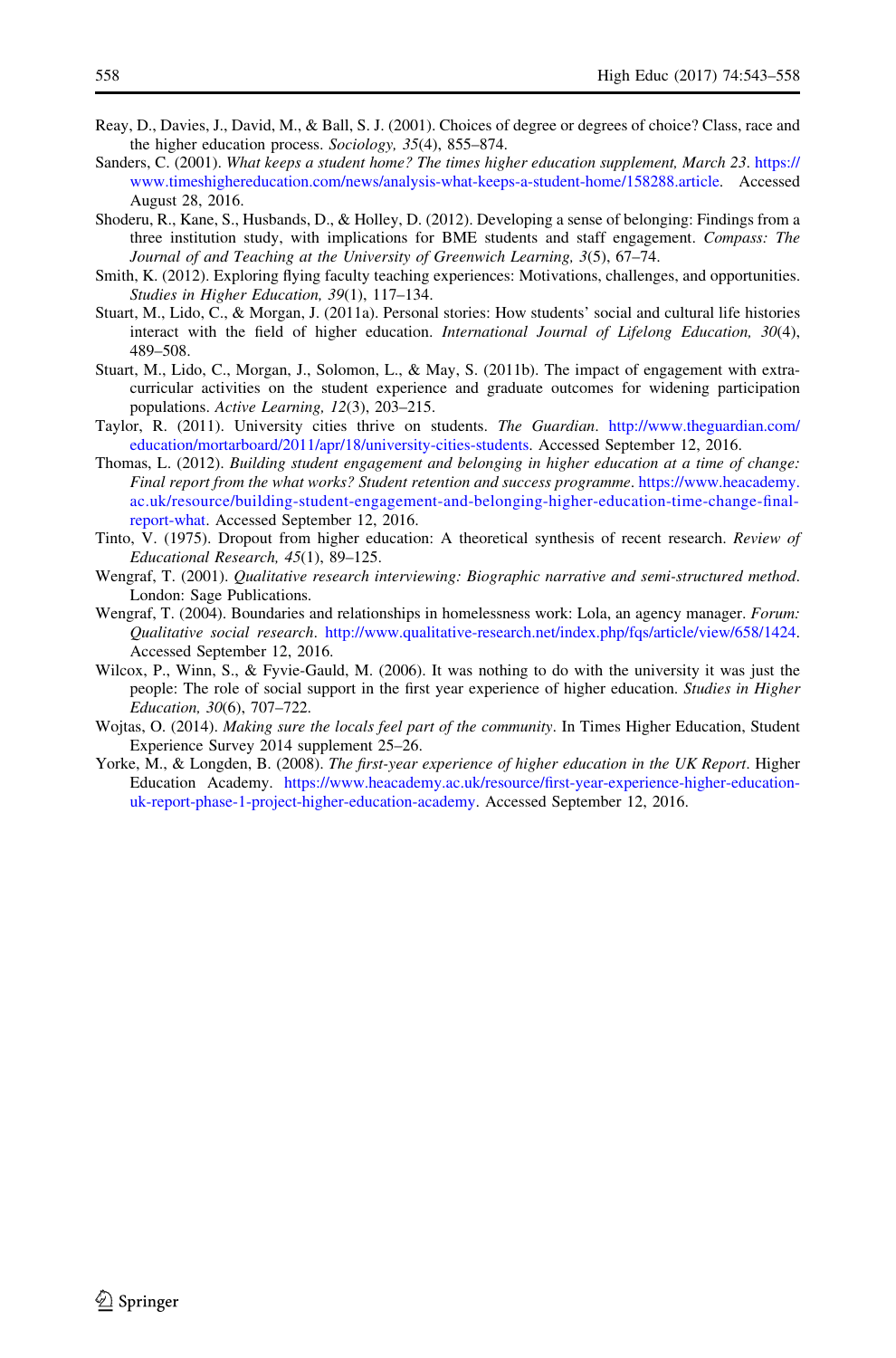Reay, D., Davies, J., David, M., & Ball, S. J. (2001). Choices of degree or degrees of choice? Class, race and the higher education process. *Sociology, 35*(4), 855–874.

Sanders, C. (2001). *What keeps a student home? The times higher education supplement, March 23*. https://www.timeshighereducation.com/news/analysis-what-keeps-a-student-home/158288.article. Accessed August 28, 2016.

Shoderu, R., Kane, S., Husbands, D., & Holley, D. (2012). Developing a sense of belonging: Findings from a three institution study, with implications for BME students and staff engagement. *Compass: The Journal of and Teaching at the University of Greenwich Learning, 3*(5), 67–74.

Smith, K. (2012). Exploring flying faculty teaching experiences: Motivations, challenges, and opportunities. *Studies in Higher Education, 39*(1), 117–134.

Stuart, M., Lido, C., & Morgan, J. (2011a). Personal stories: How students' social and cultural life histories interact with the field of higher education. *International Journal of Lifelong Education, 30*(4), 489–508.

Stuart, M., Lido, C., Morgan, J., Solomon, L., & May, S. (2011b). The impact of engagement with extra-curricular activities on the student experience and graduate outcomes for widening participation populations. *Active Learning, 12*(3), 203–215.

Taylor, R. (2011). University cities thrive on students. *The Guardian*. http://www.theguardian.com/education/mortarboard/2011/apr/18/university-cities-students. Accessed September 12, 2016.

Thomas, L. (2012). *Building student engagement and belonging in higher education at a time of change: Final report from the what works? Student retention and success programme*. https://www.heacademy.ac.uk/resource/building-student-engagement-and-belonging-higher-education-time-change-final-report-what. Accessed September 12, 2016.

Tinto, V. (1975). Dropout from higher education: A theoretical synthesis of recent research. *Review of Educational Research, 45*(1), 89–125.

Wengraf, T. (2001). *Qualitative research interviewing: Biographic narrative and semi-structured method*. London: Sage Publications.

Wengraf, T. (2004). Boundaries and relationships in homelessness work: Lola, an agency manager. *Forum: Qualitative social research*. http://www.qualitative-research.net/index.php/fqs/article/view/658/1424. Accessed September 12, 2016.

Wilcox, P., Winn, S., & Fyvie-Gauld, M. (2006). It was nothing to do with the university it was just the people: The role of social support in the first year experience of higher education. *Studies in Higher Education, 30*(6), 707–722.

Wojtas, O. (2014). *Making sure the locals feel part of the community*. In Times Higher Education, Student Experience Survey 2014 supplement 25–26.

Yorke, M., & Longden, B. (2008). *The first-year experience of higher education in the UK Report*. Higher Education Academy. https://www.heacademy.ac.uk/resource/first-year-experience-higher-education-uk-report-phase-1-project-higher-education-academy. Accessed September 12, 2016.